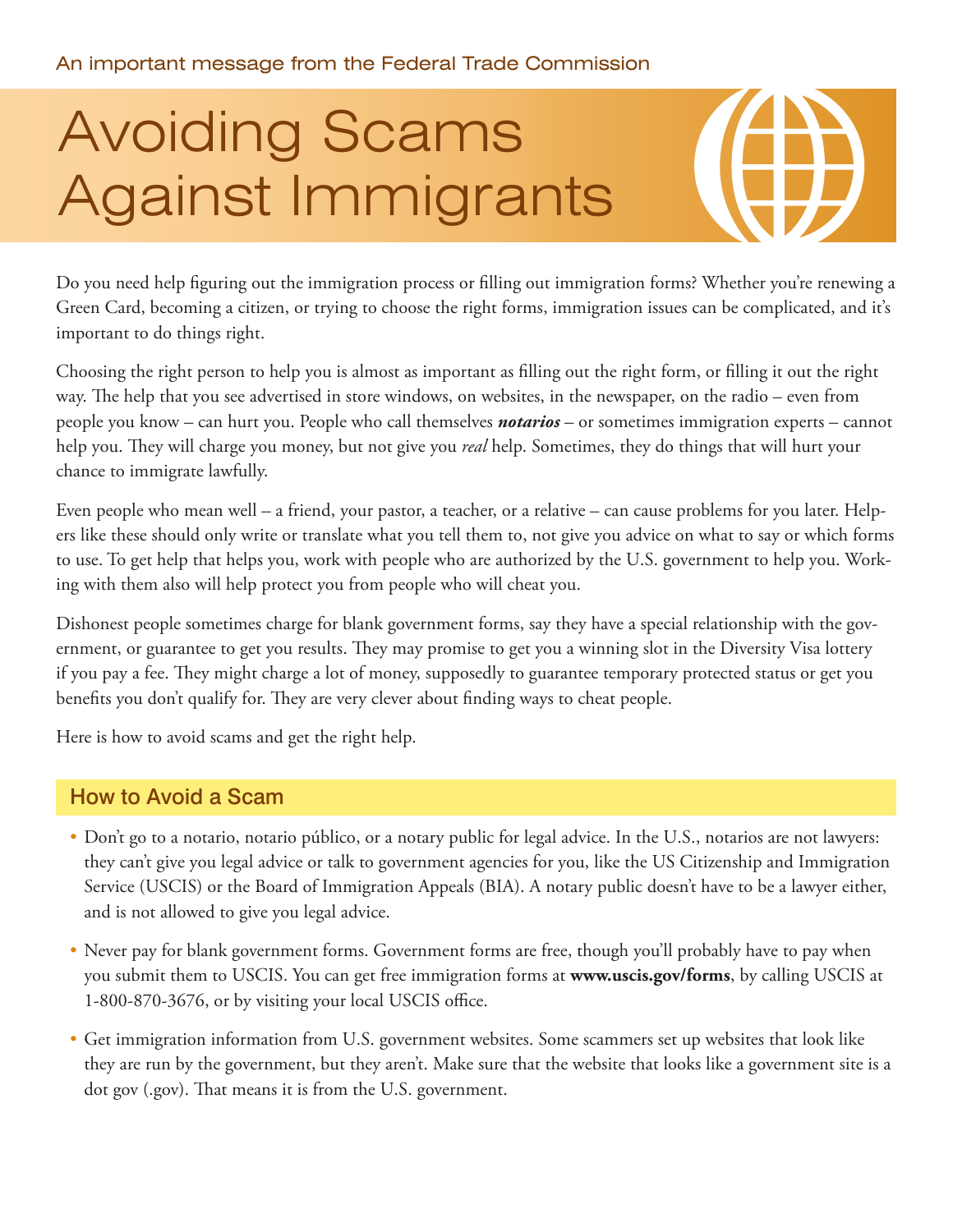An important message from the Federal Trade Commission

# Avoiding Scams Against Immigrants

Do you need help figuring out the immigration process or filling out immigration forms? Whether you're renewing a Green Card, becoming a citizen, or trying to choose the right forms, immigration issues can be complicated, and it's important to do things right.

Choosing the right person to help you is almost as important as filling out the right form, or filling it out the right way. The help that you see advertised in store windows, on websites, in the newspaper, on the radio – even from people you know – can hurt you. People who call themselves ***notarios*** – or sometimes immigration experts – cannot help you. They will charge you money, but not give you *real* help. Sometimes, they do things that will hurt your chance to immigrate lawfully.

Even people who mean well – a friend, your pastor, a teacher, or a relative – can cause problems for you later. Helpers like these should only write or translate what you tell them to, not give you advice on what to say or which forms to use. To get help that helps you, work with people who are authorized by the U.S. government to help you. Working with them also will help protect you from people who will cheat you.

Dishonest people sometimes charge for blank government forms, say they have a special relationship with the government, or guarantee to get you results. They may promise to get you a winning slot in the Diversity Visa lottery if you pay a fee. They might charge a lot of money, supposedly to guarantee temporary protected status or get you benefits you don't qualify for. They are very clever about finding ways to cheat people.

Here is how to avoid scams and get the right help.

## How to Avoid a Scam

- Don't go to a notario, notario público, or a notary public for legal advice. In the U.S., notarios are not lawyers: they can't give you legal advice or talk to government agencies for you, like the US Citizenship and Immigration Service (USCIS) or the Board of Immigration Appeals (BIA). A notary public doesn't have to be a lawyer either, and is not allowed to give you legal advice.
- Never pay for blank government forms. Government forms are free, though you'll probably have to pay when you submit them to USCIS. You can get free immigration forms at **www.uscis.gov/forms**, by calling USCIS at 1-800-870-3676, or by visiting your local USCIS office.
- Get immigration information from U.S. government websites. Some scammers set up websites that look like they are run by the government, but they aren't. Make sure that the website that looks like a government site is a dot gov (.gov). That means it is from the U.S. government.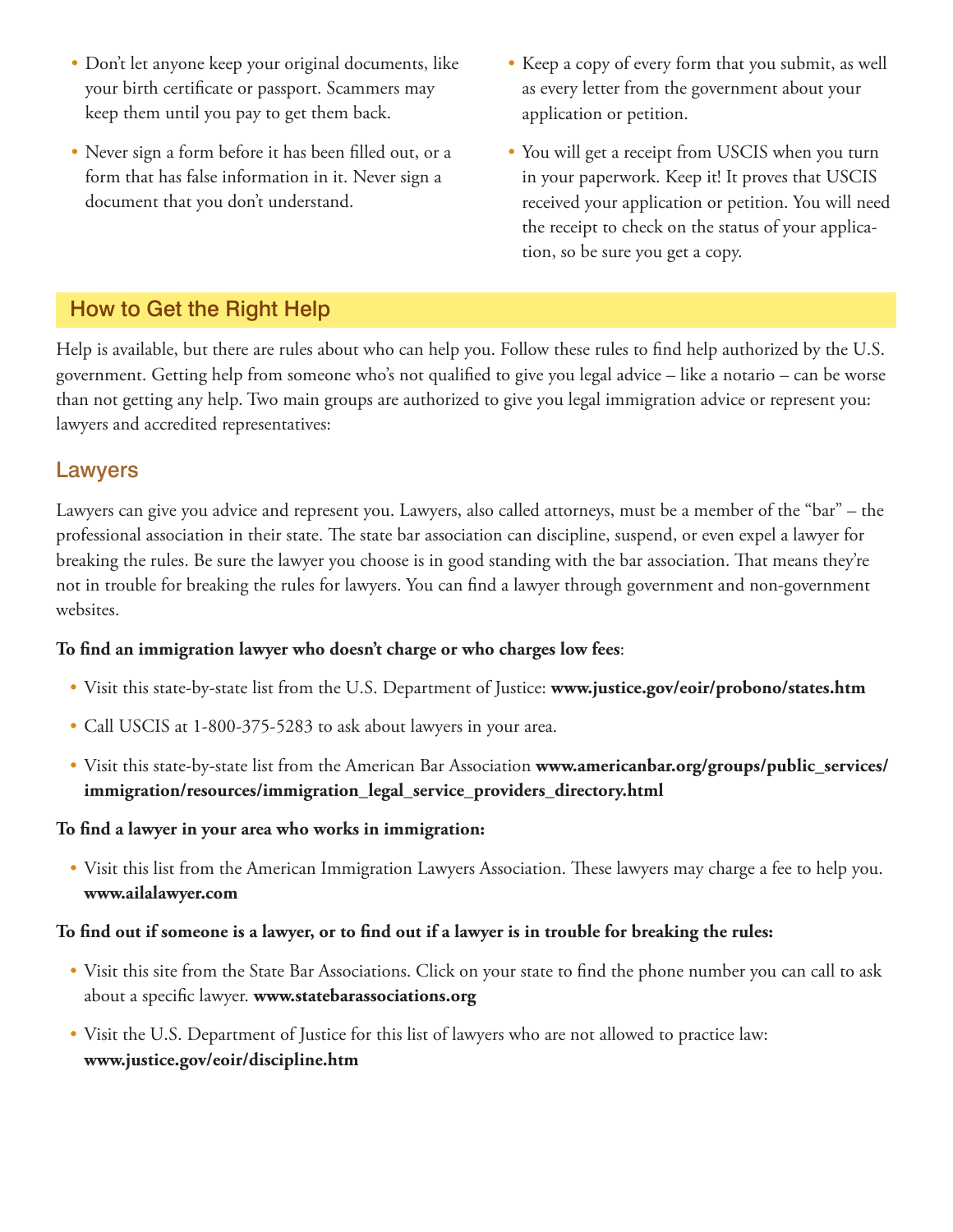- Don't let anyone keep your original documents, like your birth certificate or passport. Scammers may keep them until you pay to get them back.
- Never sign a form before it has been filled out, or a form that has false information in it. Never sign a document that you don't understand.
- Keep a copy of every form that you submit, as well as every letter from the government about your application or petition.
- You will get a receipt from USCIS when you turn in your paperwork. Keep it! It proves that USCIS received your application or petition. You will need the receipt to check on the status of your application, so be sure you get a copy.

## How to Get the Right Help

Help is available, but there are rules about who can help you. Follow these rules to find help authorized by the U.S. government. Getting help from someone who's not qualified to give you legal advice – like a notario – can be worse than not getting any help. Two main groups are authorized to give you legal immigration advice or represent you: lawyers and accredited representatives:

### Lawyers

Lawyers can give you advice and represent you. Lawyers, also called attorneys, must be a member of the "bar" – the professional association in their state. The state bar association can discipline, suspend, or even expel a lawyer for breaking the rules. Be sure the lawyer you choose is in good standing with the bar association. That means they're not in trouble for breaking the rules for lawyers. You can find a lawyer through government and non-government websites.

**To find an immigration lawyer who doesn't charge or who charges low fees**:

- Visit this state-by-state list from the U.S. Department of Justice: **www.justice.gov/eoir/probono/states.htm**
- Call USCIS at 1-800-375-5283 to ask about lawyers in your area.
- Visit this state-by-state list from the American Bar Association **www.americanbar.org/groups/public_services/immigration/resources/immigration_legal_service_providers_directory.html**

**To find a lawyer in your area who works in immigration:**

- Visit this list from the American Immigration Lawyers Association. These lawyers may charge a fee to help you. **www.ailalawyer.com**

**To find out if someone is a lawyer, or to find out if a lawyer is in trouble for breaking the rules:**

- Visit this site from the State Bar Associations. Click on your state to find the phone number you can call to ask about a specific lawyer. **www.statebarassociations.org**
- Visit the U.S. Department of Justice for this list of lawyers who are not allowed to practice law: **www.justice.gov/eoir/discipline.htm**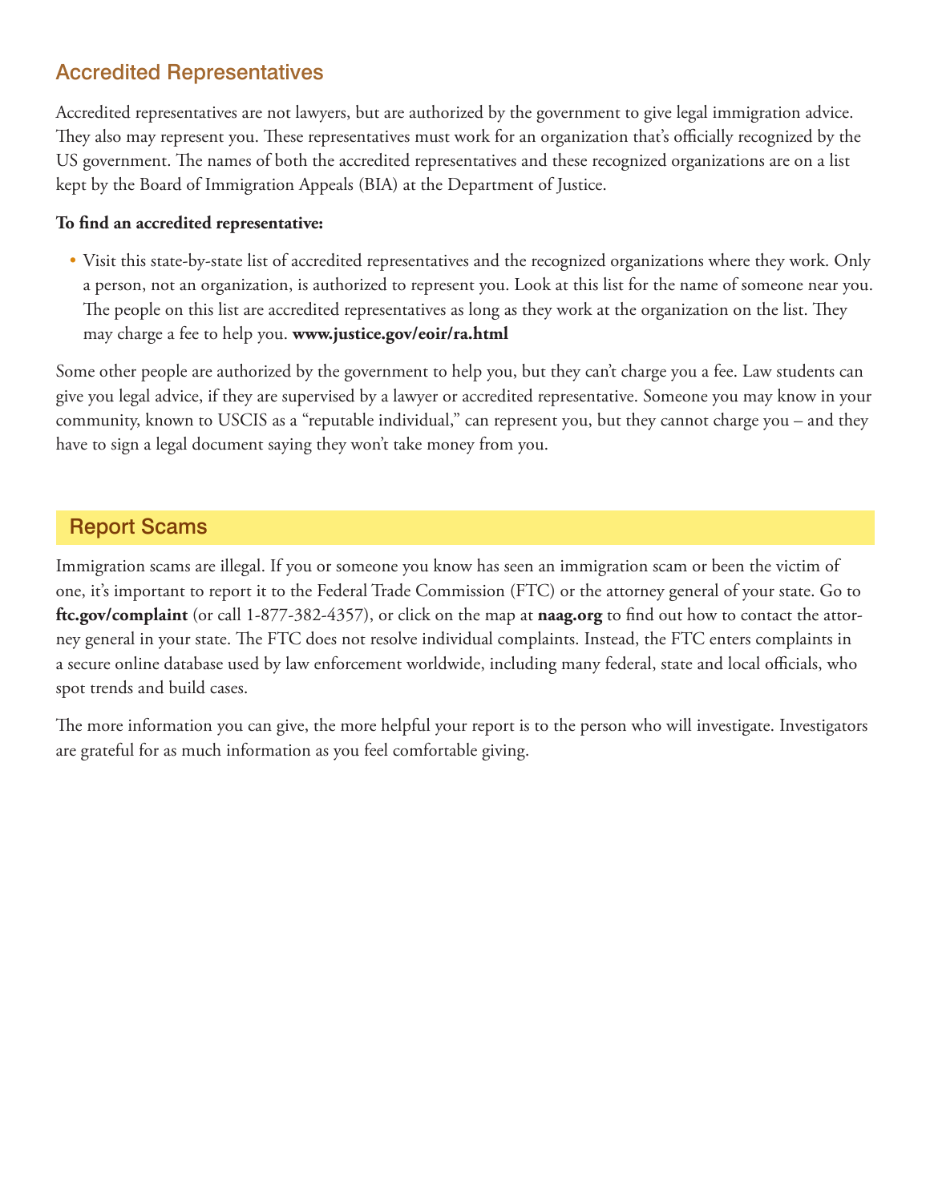## Accredited Representatives

Accredited representatives are not lawyers, but are authorized by the government to give legal immigration advice. They also may represent you. These representatives must work for an organization that's officially recognized by the US government. The names of both the accredited representatives and these recognized organizations are on a list kept by the Board of Immigration Appeals (BIA) at the Department of Justice.

**To find an accredited representative:**

- Visit this state-by-state list of accredited representatives and the recognized organizations where they work. Only a person, not an organization, is authorized to represent you. Look at this list for the name of someone near you. The people on this list are accredited representatives as long as they work at the organization on the list. They may charge a fee to help you. **www.justice.gov/eoir/ra.html**

Some other people are authorized by the government to help you, but they can't charge you a fee. Law students can give you legal advice, if they are supervised by a lawyer or accredited representative. Someone you may know in your community, known to USCIS as a "reputable individual," can represent you, but they cannot charge you – and they have to sign a legal document saying they won't take money from you.

## Report Scams

Immigration scams are illegal. If you or someone you know has seen an immigration scam or been the victim of one, it's important to report it to the Federal Trade Commission (FTC) or the attorney general of your state. Go to **ftc.gov/complaint** (or call 1-877-382-4357), or click on the map at **naag.org** to find out how to contact the attorney general in your state. The FTC does not resolve individual complaints. Instead, the FTC enters complaints in a secure online database used by law enforcement worldwide, including many federal, state and local officials, who spot trends and build cases.

The more information you can give, the more helpful your report is to the person who will investigate. Investigators are grateful for as much information as you feel comfortable giving.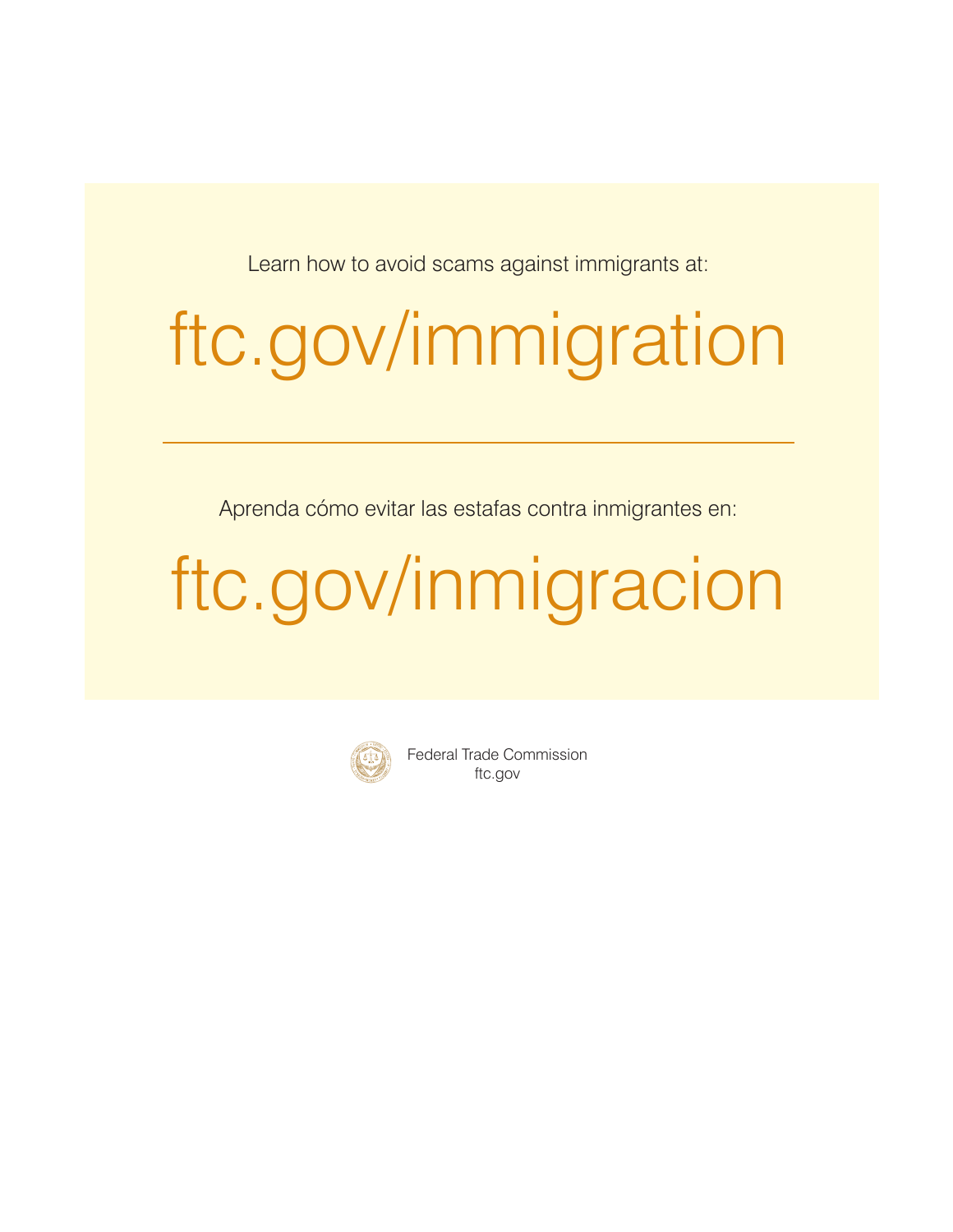Learn how to avoid scams against immigrants at:

# ftc.gov/immigration

---

Aprenda cómo evitar las estafas contra inmigrantes en:

# ftc.gov/inmigracion

Federal Trade Commission
ftc.gov